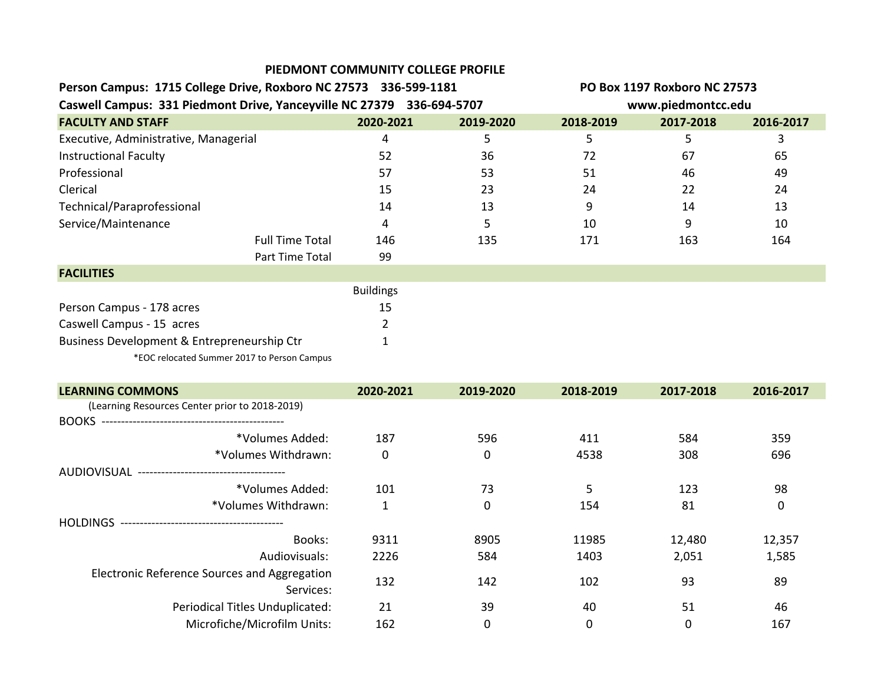# PIEDMONT COMMUNITY COLLEGE PROFILE

**Person Campus: 1715 College Drive, Roxboro NC 27573 336-599-1181**

**Caswell Campus: 331 Piedmont Drive, Yanceyville NC 27379 336-694-5707**

**PO Box 1197 Roxboro NC 27573**

**www.piedmontcc.edu**

| FACULTY AND STAFF | 2020-2021 | 2019-2020 | 2018-2019 | 2017-2018 | 2016-2017 |
|---|---|---|---|---|---|
| Executive, Administrative, Managerial | 4 | 5 | 5 | 5 | 3 |
| Instructional Faculty | 52 | 36 | 72 | 67 | 65 |
| Professional | 57 | 53 | 51 | 46 | 49 |
| Clerical | 15 | 23 | 24 | 22 | 24 |
| Technical/Paraprofessional | 14 | 13 | 9 | 14 | 13 |
| Service/Maintenance | 4 | 5 | 10 | 9 | 10 |
| Full Time Total | 146 | 135 | 171 | 163 | 164 |
| Part Time Total | 99 | | | | |

| FACILITIES | Buildings |
|---|---|
| Person Campus - 178 acres | 15 |
| Caswell Campus - 15 acres | 2 |
| Business Development & Entrepreneurship Ctr | 1 |

*EOC relocated Summer 2017 to Person Campus

| LEARNING COMMONS (Learning Resources Center prior to 2018-2019) | 2020-2021 | 2019-2020 | 2018-2019 | 2017-2018 | 2016-2017 |
|---|---|---|---|---|---|
| BOOKS | | | | | |
| *Volumes Added: | 187 | 596 | 411 | 584 | 359 |
| *Volumes Withdrawn: | 0 | 0 | 4538 | 308 | 696 |
| AUDIOVISUAL | | | | | |
| *Volumes Added: | 101 | 73 | 5 | 123 | 98 |
| *Volumes Withdrawn: | 1 | 0 | 154 | 81 | 0 |
| HOLDINGS | | | | | |
| Books: | 9311 | 8905 | 11985 | 12,480 | 12,357 |
| Audiovisuals: | 2226 | 584 | 1403 | 2,051 | 1,585 |
| Electronic Reference Sources and Aggregation Services: | 132 | 142 | 102 | 93 | 89 |
| Periodical Titles Unduplicated: | 21 | 39 | 40 | 51 | 46 |
| Microfiche/Microfilm Units: | 162 | 0 | 0 | 0 | 167 |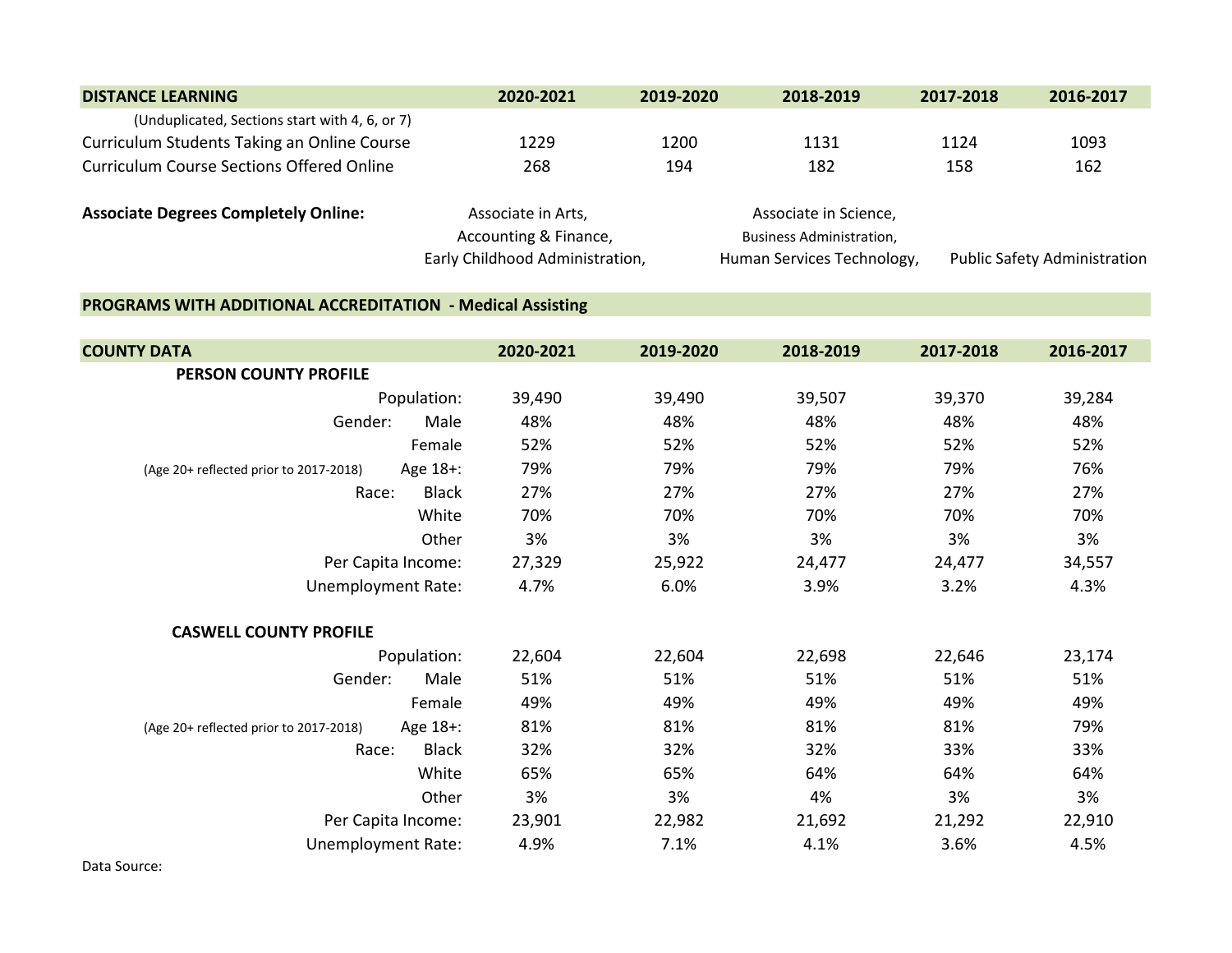| DISTANCE LEARNING | 2020-2021 | 2019-2020 | 2018-2019 | 2017-2018 | 2016-2017 |
|---|---|---|---|---|---|
| (Unduplicated, Sections start with 4, 6, or 7) | | | | | |
| Curriculum Students Taking an Online Course | 1229 | 1200 | 1131 | 1124 | 1093 |
| Curriculum Course Sections Offered Online | 268 | 194 | 182 | 158 | 162 |

**Associate Degrees Completely Online:** Associate in Arts, Associate in Science, Accounting & Finance, Business Administration, Early Childhood Administration, Human Services Technology, Public Safety Administration

**PROGRAMS WITH ADDITIONAL ACCREDITATION - Medical Assisting**

| COUNTY DATA | | 2020-2021 | 2019-2020 | 2018-2019 | 2017-2018 | 2016-2017 |
|---|---|---|---|---|---|---|
| **PERSON COUNTY PROFILE** | | | | | | |
| Population: | | 39,490 | 39,490 | 39,507 | 39,370 | 39,284 |
| Gender: | Male | 48% | 48% | 48% | 48% | 48% |
| | Female | 52% | 52% | 52% | 52% | 52% |
| (Age 20+ reflected prior to 2017-2018) | Age 18+: | 79% | 79% | 79% | 79% | 76% |
| Race: | Black | 27% | 27% | 27% | 27% | 27% |
| | White | 70% | 70% | 70% | 70% | 70% |
| | Other | 3% | 3% | 3% | 3% | 3% |
| Per Capita Income: | | 27,329 | 25,922 | 24,477 | 24,477 | 34,557 |
| Unemployment Rate: | | 4.7% | 6.0% | 3.9% | 3.2% | 4.3% |
| **CASWELL COUNTY PROFILE** | | | | | | |
| Population: | | 22,604 | 22,604 | 22,698 | 22,646 | 23,174 |
| Gender: | Male | 51% | 51% | 51% | 51% | 51% |
| | Female | 49% | 49% | 49% | 49% | 49% |
| (Age 20+ reflected prior to 2017-2018) | Age 18+: | 81% | 81% | 81% | 81% | 79% |
| Race: | Black | 32% | 32% | 32% | 33% | 33% |
| | White | 65% | 65% | 64% | 64% | 64% |
| | Other | 3% | 3% | 4% | 3% | 3% |
| Per Capita Income: | | 23,901 | 22,982 | 21,692 | 21,292 | 22,910 |
| Unemployment Rate: | | 4.9% | 7.1% | 4.1% | 3.6% | 4.5% |

Data Source: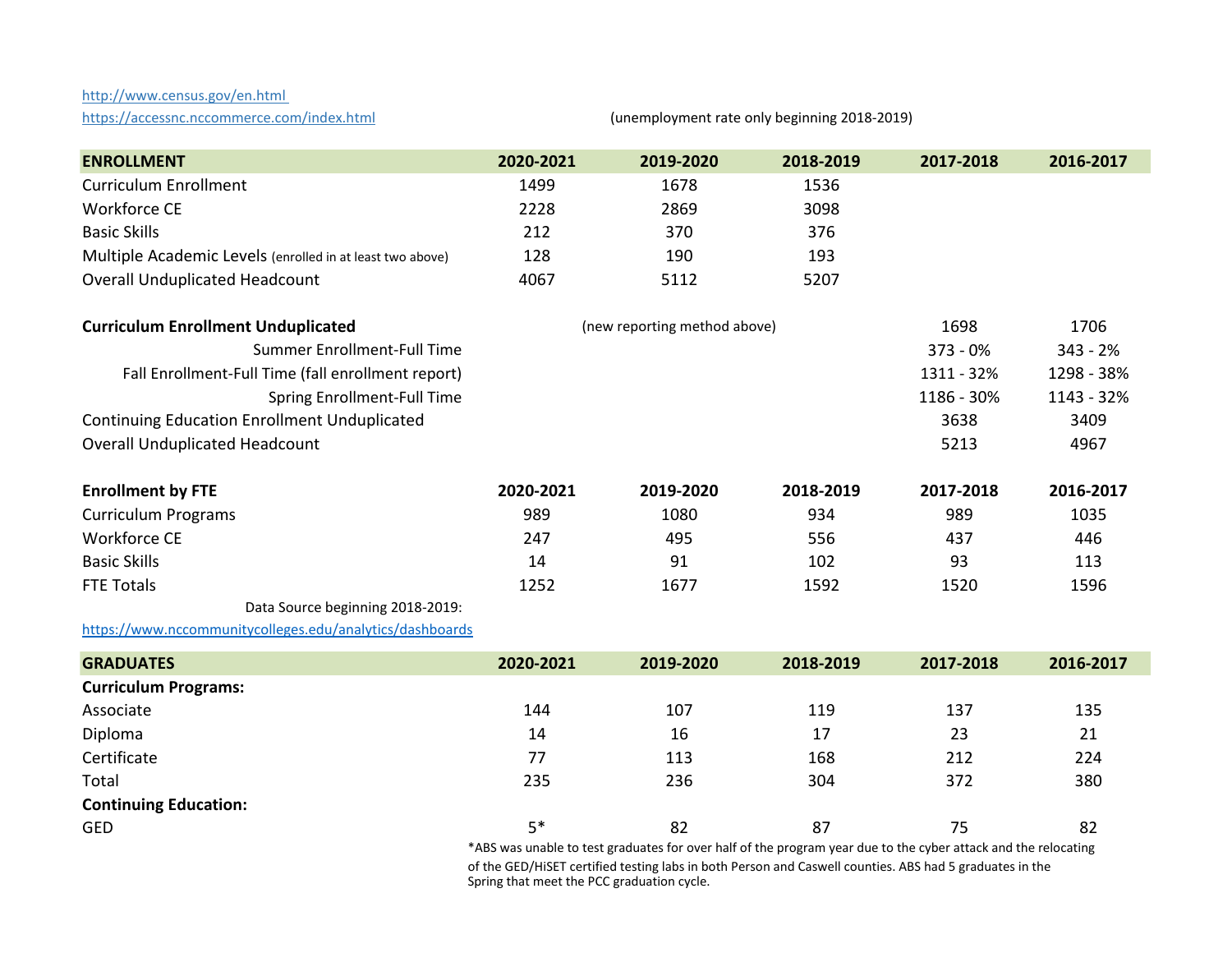http://www.census.gov/en.html
https://accessnc.nccommerce.com/index.html (unemployment rate only beginning 2018-2019)

| **ENROLLMENT** | **2020-2021** | **2019-2020** | **2018-2019** | **2017-2018** | **2016-2017** |
|---|---|---|---|---|---|
| Curriculum Enrollment | 1499 | 1678 | 1536 | | |
| Workforce CE | 2228 | 2869 | 3098 | | |
| Basic Skills | 212 | 370 | 376 | | |
| Multiple Academic Levels (enrolled in at least two above) | 128 | 190 | 193 | | |
| Overall Unduplicated Headcount | 4067 | 5112 | 5207 | | |
| **Curriculum Enrollment Unduplicated** | | (new reporting method above) | | 1698 | 1706 |
| Summer Enrollment-Full Time | | | | 373 - 0% | 343 - 2% |
| Fall Enrollment-Full Time (fall enrollment report) | | | | 1311 - 32% | 1298 - 38% |
| Spring Enrollment-Full Time | | | | 1186 - 30% | 1143 - 32% |
| Continuing Education Enrollment Unduplicated | | | | 3638 | 3409 |
| Overall Unduplicated Headcount | | | | 5213 | 4967 |

| **Enrollment by FTE** | **2020-2021** | **2019-2020** | **2018-2019** | **2017-2018** | **2016-2017** |
|---|---|---|---|---|---|
| Curriculum Programs | 989 | 1080 | 934 | 989 | 1035 |
| Workforce CE | 247 | 495 | 556 | 437 | 446 |
| Basic Skills | 14 | 91 | 102 | 93 | 113 |
| FTE Totals | 1252 | 1677 | 1592 | 1520 | 1596 |

Data Source beginning 2018-2019:
https://www.nccommunitycolleges.edu/analytics/dashboards

| **GRADUATES** | **2020-2021** | **2019-2020** | **2018-2019** | **2017-2018** | **2016-2017** |
|---|---|---|---|---|---|
| **Curriculum Programs:** | | | | | |
| Associate | 144 | 107 | 119 | 137 | 135 |
| Diploma | 14 | 16 | 17 | 23 | 21 |
| Certificate | 77 | 113 | 168 | 212 | 224 |
| Total | 235 | 236 | 304 | 372 | 380 |
| **Continuing Education:** | | | | | |
| GED | 5* | 82 | 87 | 75 | 82 |

*ABS was unable to test graduates for over half of the program year due to the cyber attack and the relocating of the GED/HiSET certified testing labs in both Person and Caswell counties. ABS had 5 graduates in the Spring that meet the PCC graduation cycle.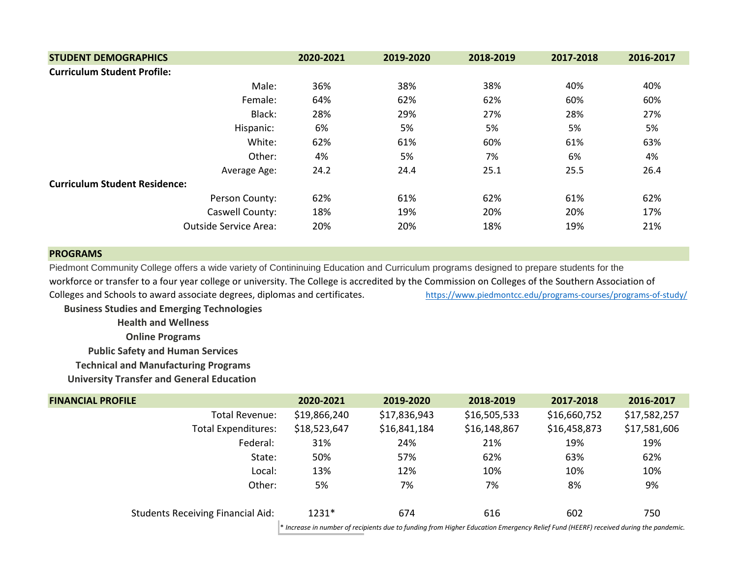| STUDENT DEMOGRAPHICS | 2020-2021 | 2019-2020 | 2018-2019 | 2017-2018 | 2016-2017 |
|---|---|---|---|---|---|
| **Curriculum Student Profile:** | | | | | |
| Male: | 36% | 38% | 38% | 40% | 40% |
| Female: | 64% | 62% | 62% | 60% | 60% |
| Black: | 28% | 29% | 27% | 28% | 27% |
| Hispanic: | 6% | 5% | 5% | 5% | 5% |
| White: | 62% | 61% | 60% | 61% | 63% |
| Other: | 4% | 5% | 7% | 6% | 4% |
| Average Age: | 24.2 | 24.4 | 25.1 | 25.5 | 26.4 |
| **Curriculum Student Residence:** | | | | | |
| Person County: | 62% | 61% | 62% | 61% | 62% |
| Caswell County: | 18% | 19% | 20% | 20% | 17% |
| Outside Service Area: | 20% | 20% | 18% | 19% | 21% |

## PROGRAMS

Piedmont Community College offers a wide variety of Contininuing Education and Curriculum programs designed to prepare students for the workforce or transfer to a four year college or university. The College is accredited by the Commission on Colleges of the Southern Association of Colleges and Schools to award associate degrees, diplomas and certificates. https://www.piedmontcc.edu/programs-courses/programs-of-study/

**Business Studies and Emerging Technologies**

**Health and Wellness**

**Online Programs**

**Public Safety and Human Services**

**Technical and Manufacturing Programs**

**University Transfer and General Education**

| FINANCIAL PROFILE | 2020-2021 | 2019-2020 | 2018-2019 | 2017-2018 | 2016-2017 |
|---|---|---|---|---|---|
| Total Revenue: | $19,866,240 | $17,836,943 | $16,505,533 | $16,660,752 | $17,582,257 |
| Total Expenditures: | $18,523,647 | $16,841,184 | $16,148,867 | $16,458,873 | $17,581,606 |
| Federal: | 31% | 24% | 21% | 19% | 19% |
| State: | 50% | 57% | 62% | 63% | 62% |
| Local: | 13% | 12% | 10% | 10% | 10% |
| Other: | 5% | 7% | 7% | 8% | 9% |
| Students Receiving Financial Aid: | 1231* | 674 | 616 | 602 | 750 |

*\* Increase in number of recipients due to funding from Higher Education Emergency Relief Fund (HEERF) received during the pandemic.*